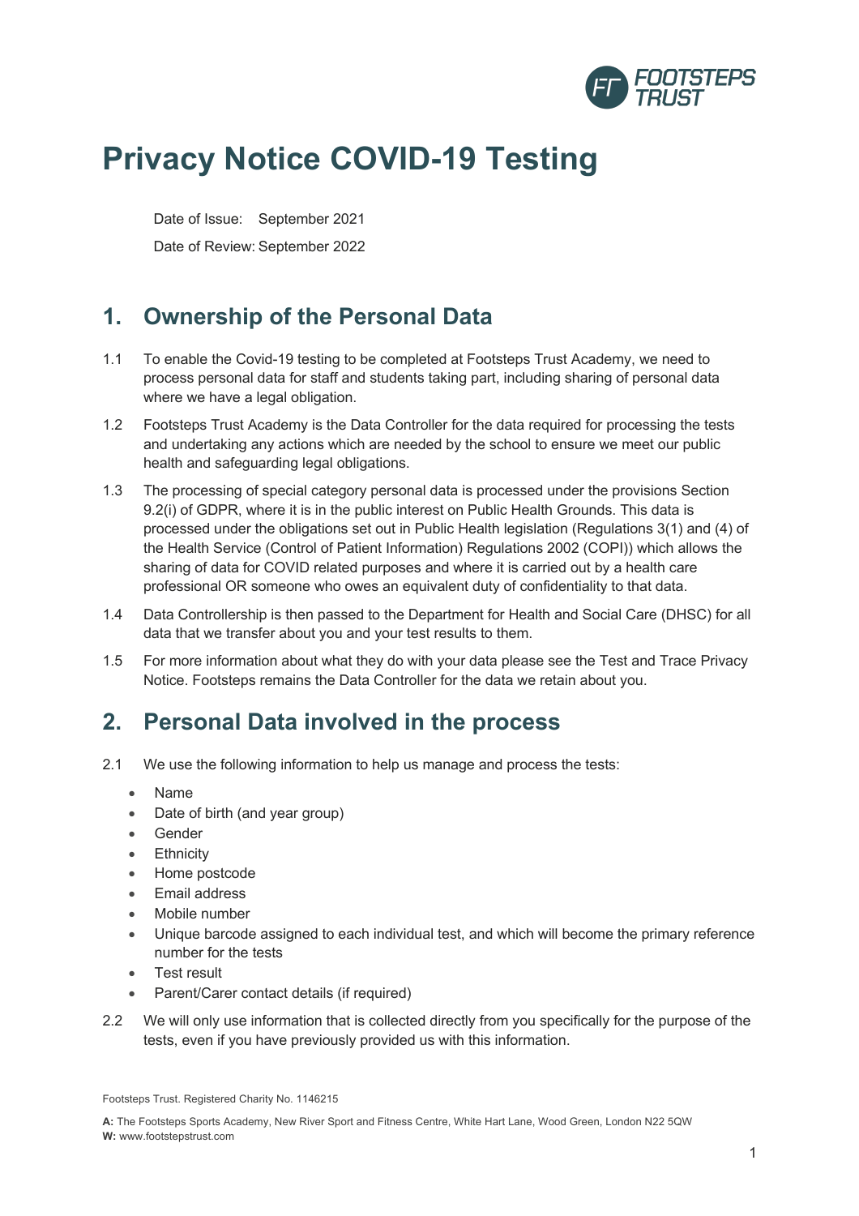# Privacy Notice COVID-19 Testing

Date of Issue: September 2021

Date of Review: September 2022

## 1. Ownership of the Personal Data

1.1 To enable the Covid-19 testing to be completed at Footsteps Trust Academy, we need to process personal data for staff and students taking part, including sharing of personal data where we have a legal obligation.

1.2 Footsteps Trust Academy is the Data Controller for the data required for processing the tests and undertaking any actions which are needed by the school to ensure we meet our public health and safeguarding legal obligations.

1.3 The processing of special category personal data is processed under the provisions Section 9.2(i) of GDPR, where it is in the public interest on Public Health Grounds. This data is processed under the obligations set out in Public Health legislation (Regulations 3(1) and (4) of the Health Service (Control of Patient Information) Regulations 2002 (COPI)) which allows the sharing of data for COVID related purposes and where it is carried out by a health care professional OR someone who owes an equivalent duty of confidentiality to that data.

1.4 Data Controllership is then passed to the Department for Health and Social Care (DHSC) for all data that we transfer about you and your test results to them.

1.5 For more information about what they do with your data please see the Test and Trace Privacy Notice. Footsteps remains the Data Controller for the data we retain about you.

## 2. Personal Data involved in the process

2.1 We use the following information to help us manage and process the tests:

- Name
- Date of birth (and year group)
- Gender
- Ethnicity
- Home postcode
- Email address
- Mobile number
- Unique barcode assigned to each individual test, and which will become the primary reference number for the tests
- Test result
- Parent/Carer contact details (if required)

2.2 We will only use information that is collected directly from you specifically for the purpose of the tests, even if you have previously provided us with this information.

Footsteps Trust. Registered Charity No. 1146215

**A:** The Footsteps Sports Academy, New River Sport and Fitness Centre, White Hart Lane, Wood Green, London N22 5QW
**W:** www.footstepstrust.com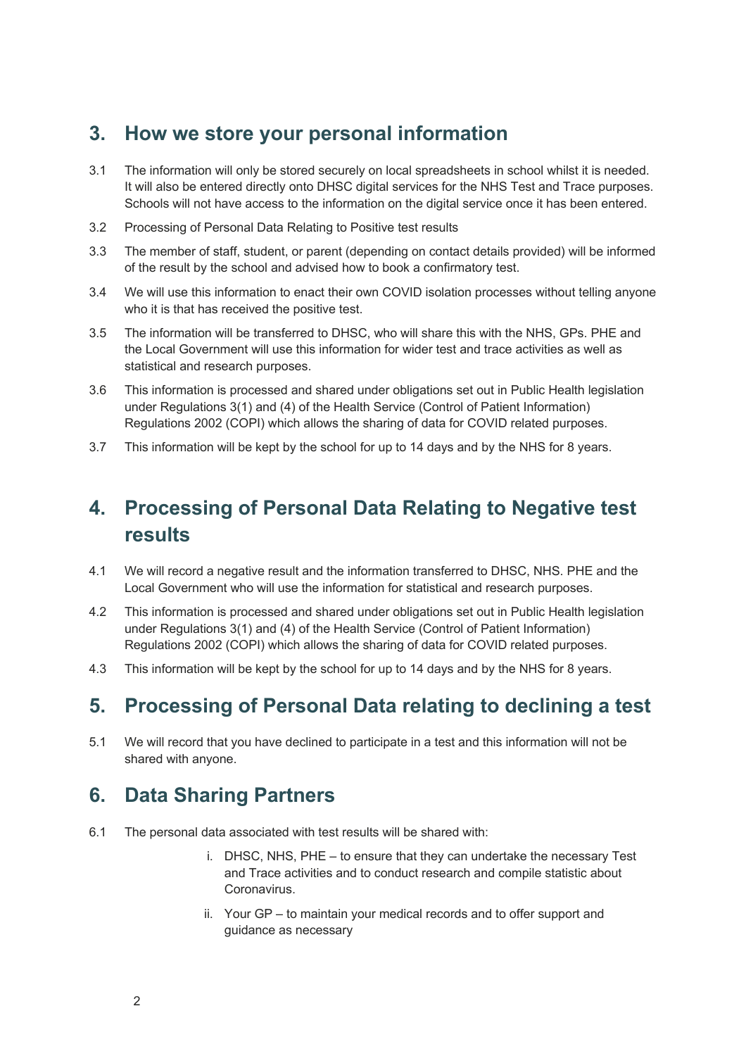## 3. How we store your personal information

3.1 The information will only be stored securely on local spreadsheets in school whilst it is needed. It will also be entered directly onto DHSC digital services for the NHS Test and Trace purposes. Schools will not have access to the information on the digital service once it has been entered.

3.2 Processing of Personal Data Relating to Positive test results

3.3 The member of staff, student, or parent (depending on contact details provided) will be informed of the result by the school and advised how to book a confirmatory test.

3.4 We will use this information to enact their own COVID isolation processes without telling anyone who it is that has received the positive test.

3.5 The information will be transferred to DHSC, who will share this with the NHS, GPs. PHE and the Local Government will use this information for wider test and trace activities as well as statistical and research purposes.

3.6 This information is processed and shared under obligations set out in Public Health legislation under Regulations 3(1) and (4) of the Health Service (Control of Patient Information) Regulations 2002 (COPI) which allows the sharing of data for COVID related purposes.

3.7 This information will be kept by the school for up to 14 days and by the NHS for 8 years.

## 4. Processing of Personal Data Relating to Negative test results

4.1 We will record a negative result and the information transferred to DHSC, NHS. PHE and the Local Government who will use the information for statistical and research purposes.

4.2 This information is processed and shared under obligations set out in Public Health legislation under Regulations 3(1) and (4) of the Health Service (Control of Patient Information) Regulations 2002 (COPI) which allows the sharing of data for COVID related purposes.

4.3 This information will be kept by the school for up to 14 days and by the NHS for 8 years.

## 5. Processing of Personal Data relating to declining a test

5.1 We will record that you have declined to participate in a test and this information will not be shared with anyone.

## 6. Data Sharing Partners

6.1 The personal data associated with test results will be shared with:

i. DHSC, NHS, PHE – to ensure that they can undertake the necessary Test and Trace activities and to conduct research and compile statistic about Coronavirus.

ii. Your GP – to maintain your medical records and to offer support and guidance as necessary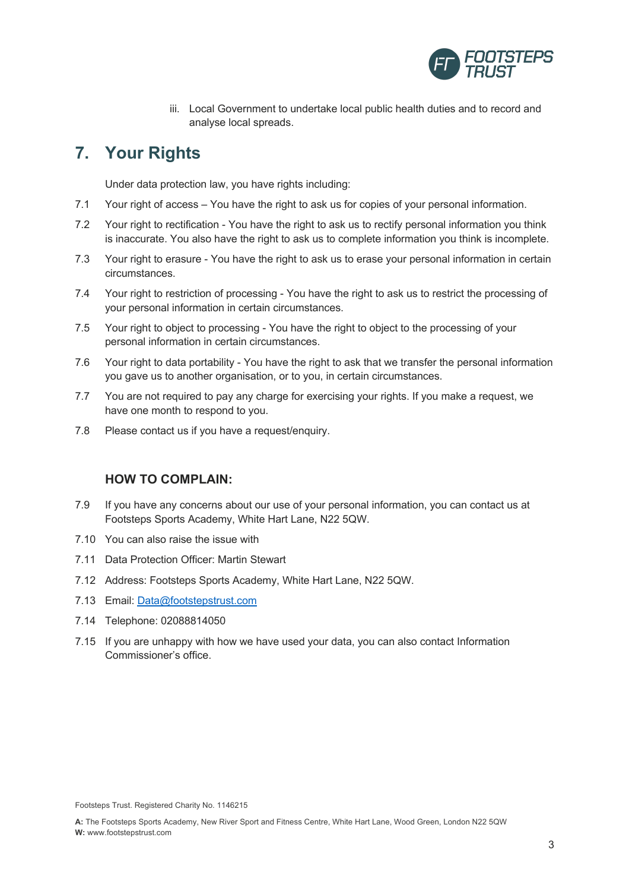iii. Local Government to undertake local public health duties and to record and analyse local spreads.

## 7. Your Rights

Under data protection law, you have rights including:

7.1 Your right of access – You have the right to ask us for copies of your personal information.

7.2 Your right to rectification - You have the right to ask us to rectify personal information you think is inaccurate. You also have the right to ask us to complete information you think is incomplete.

7.3 Your right to erasure - You have the right to ask us to erase your personal information in certain circumstances.

7.4 Your right to restriction of processing - You have the right to ask us to restrict the processing of your personal information in certain circumstances.

7.5 Your right to object to processing - You have the right to object to the processing of your personal information in certain circumstances.

7.6 Your right to data portability - You have the right to ask that we transfer the personal information you gave us to another organisation, or to you, in certain circumstances.

7.7 You are not required to pay any charge for exercising your rights. If you make a request, we have one month to respond to you.

7.8 Please contact us if you have a request/enquiry.

### HOW TO COMPLAIN:

7.9 If you have any concerns about our use of your personal information, you can contact us at Footsteps Sports Academy, White Hart Lane, N22 5QW.

7.10 You can also raise the issue with

7.11 Data Protection Officer: Martin Stewart

7.12 Address: Footsteps Sports Academy, White Hart Lane, N22 5QW.

7.13 Email: Data@footstepstrust.com

7.14 Telephone: 02088814050

7.15 If you are unhappy with how we have used your data, you can also contact Information Commissioner's office.

Footsteps Trust. Registered Charity No. 1146215

**A:** The Footsteps Sports Academy, New River Sport and Fitness Centre, White Hart Lane, Wood Green, London N22 5QW
**W:** www.footstepstrust.com